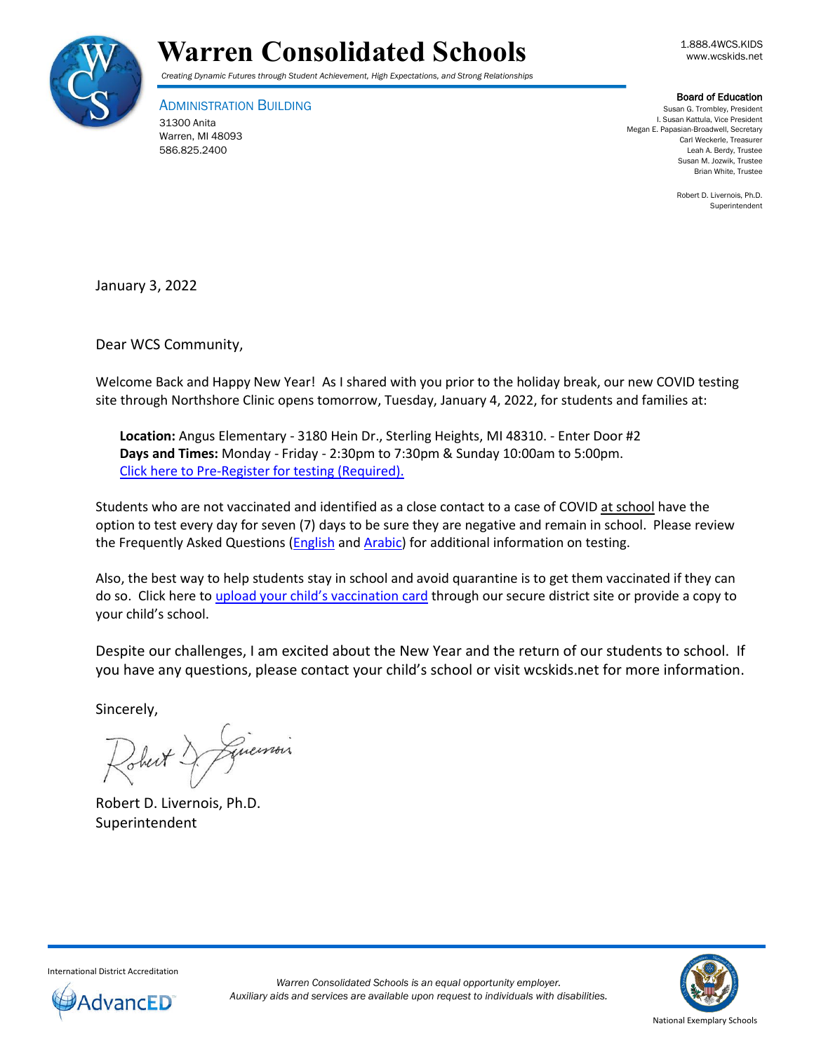# Warren Consolidated Schools

*Creating Dynamic Futures through Student Achievement, High Expectations, and Strong Relationships*

1.888.4WCS.KIDS
www.wcskids.net

ADMINISTRATION BUILDING
31300 Anita
Warren, MI 48093
586.825.2400

**Board of Education**
Susan G. Trombley, President
I. Susan Kattula, Vice President
Megan E. Papasian-Broadwell, Secretary
Carl Weckerle, Treasurer
Leah A. Berdy, Trustee
Susan M. Jozwik, Trustee
Brian White, Trustee

Robert D. Livernois, Ph.D.
Superintendent

January 3, 2022

Dear WCS Community,

Welcome Back and Happy New Year! As I shared with you prior to the holiday break, our new COVID testing site through Northshore Clinic opens tomorrow, Tuesday, January 4, 2022, for students and families at:

> **Location:** Angus Elementary - 3180 Hein Dr., Sterling Heights, MI 48310. - Enter Door #2
> **Days and Times:** Monday - Friday - 2:30pm to 7:30pm & Sunday 10:00am to 5:00pm.
> Click here to Pre-Register for testing (Required).

Students who are not vaccinated and identified as a close contact to a case of COVID at school have the option to test every day for seven (7) days to be sure they are negative and remain in school. Please review the Frequently Asked Questions (English and Arabic) for additional information on testing.

Also, the best way to help students stay in school and avoid quarantine is to get them vaccinated if they can do so. Click here to upload your child's vaccination card through our secure district site or provide a copy to your child's school.

Despite our challenges, I am excited about the New Year and the return of our students to school. If you have any questions, please contact your child's school or visit wcskids.net for more information.

Sincerely,

Robert D. Livernois, Ph.D.
Superintendent

International District Accreditation

*Warren Consolidated Schools is an equal opportunity employer.*
*Auxiliary aids and services are available upon request to individuals with disabilities.*

National Exemplary Schools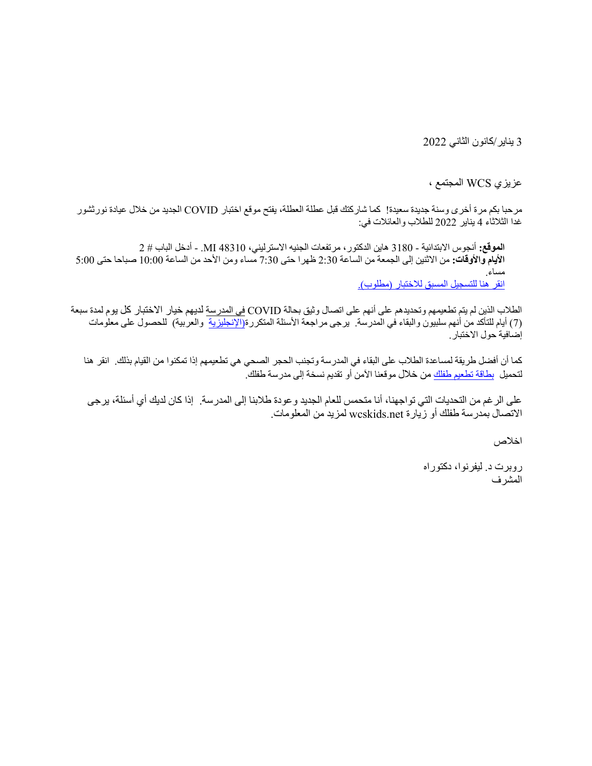3 يناير/كانون الثاني 2022

عزيزي WCS المجتمع ،

مرحبا بكم مرة أخرى وسنة جديدة سعيدة! كما شاركتك قبل عطلة العطلة، يفتح موقع اختبار COVID الجديد من خلال عيادة نورثشور غدا الثلاثاء 4 يناير 2022 للطلاب والعائلات في:

**الموقع:** أنجوس الابتدائية - 3180 هاين الدكتور، مرتفعات الجنيه الاسترليني، MI 48310. - أدخل الباب # 2
**الأيام والأوقات:** من الاثنين إلى الجمعة من الساعة 2:30 ظهرا حتى 7:30 مساء ومن الأحد من الساعة 10:00 صباحا حتى 5:00 مساء.
انقر هنا للتسجيل المسبق للاختبار (مطلوب).

الطلاب الذين لم يتم تطعيمهم وتحديدهم على أنهم على اتصال وثيق بحالة COVID في المدرسة لديهم خيار الاختبار كل يوم لمدة سبعة (7) أيام للتأكد من أنهم سلبيون والبقاء في المدرسة. يرجى مراجعة الأسئلة المتكررة(الإنجليزية والعربية) للحصول على معلومات إضافية حول الاختبار.

كما أن أفضل طريقة لمساعدة الطلاب على البقاء في المدرسة وتجنب الحجر الصحي هي تطعيمهم إذا تمكنوا من القيام بذلك. انقر هنا لتحميل بطاقة تطعيم طفلك من خلال موقعنا الآمن أو تقديم نسخة إلى مدرسة طفلك.

على الرغم من التحديات التي تواجهنا، أنا متحمس للعام الجديد وعودة طلابنا إلى المدرسة. إذا كان لديك أي أسئلة، يرجى الاتصال بمدرسة طفلك أو زيارة wcskids.net لمزيد من المعلومات.

اخلاص

روبرت د. ليفرنوا، دكتوراه
المشرف